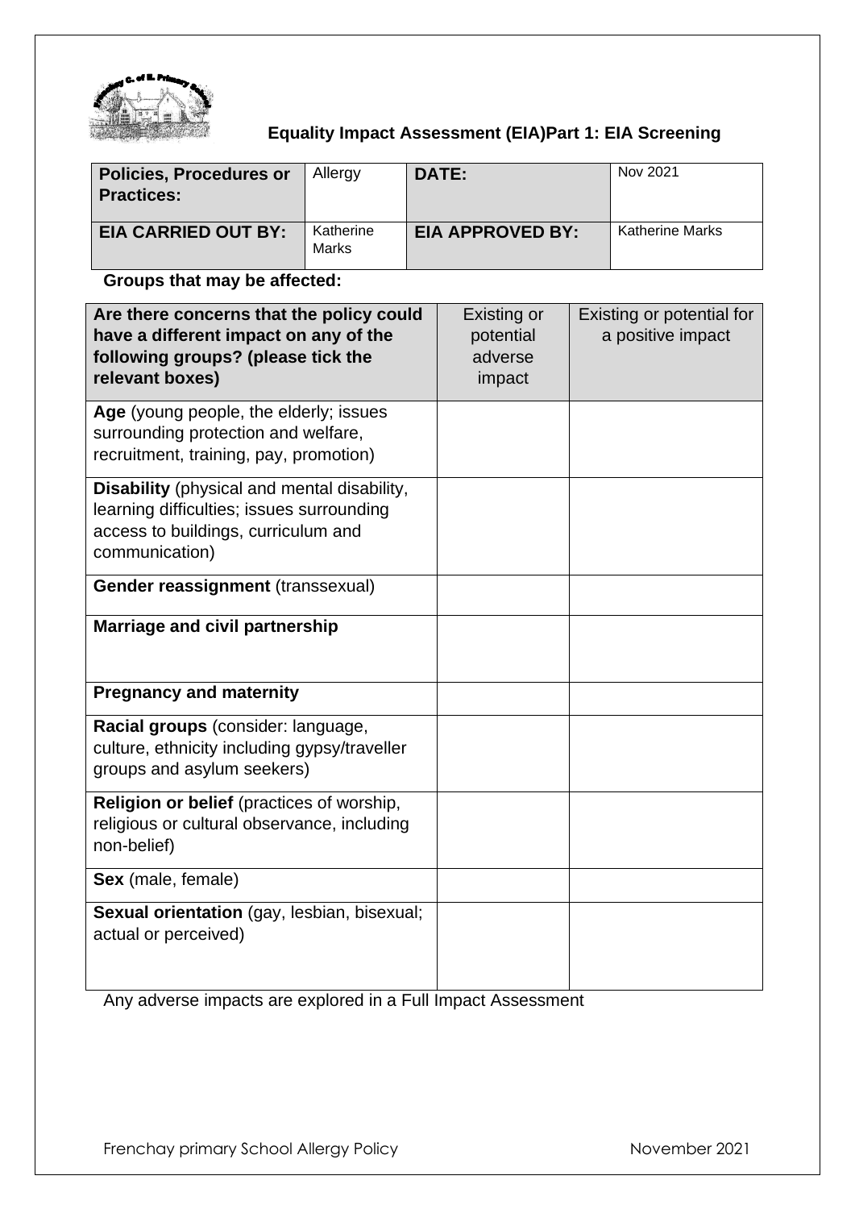## Equality Impact Assessment (EIA)Part 1: EIA Screening

| **Policies, Procedures or Practices:** | Allergy | **DATE:** | Nov 2021 |
|---|---|---|---|
| **EIA CARRIED OUT BY:** | Katherine Marks | **EIA APPROVED BY:** | Katherine Marks |

**Groups that may be affected:**

| **Are there concerns that the policy could have a different impact on any of the following groups? (please tick the relevant boxes)** | Existing or potential adverse impact | Existing or potential for a positive impact |
|---|---|---|
| **Age** (young people, the elderly; issues surrounding protection and welfare, recruitment, training, pay, promotion) | | |
| **Disability** (physical and mental disability, learning difficulties; issues surrounding access to buildings, curriculum and communication) | | |
| **Gender reassignment** (transsexual) | | |
| **Marriage and civil partnership** | | |
| **Pregnancy and maternity** | | |
| **Racial groups** (consider: language, culture, ethnicity including gypsy/traveller groups and asylum seekers) | | |
| **Religion or belief** (practices of worship, religious or cultural observance, including non-belief) | | |
| **Sex** (male, female) | | |
| **Sexual orientation** (gay, lesbian, bisexual; actual or perceived) | | |

Any adverse impacts are explored in a Full Impact Assessment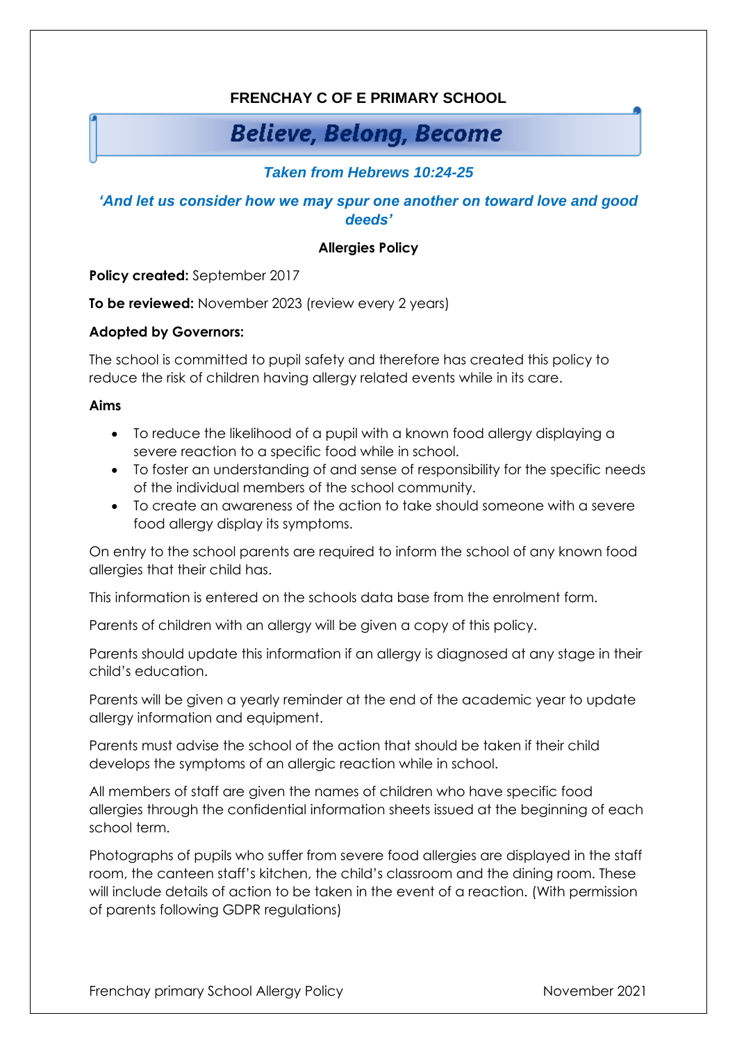**FRENCHAY C OF E PRIMARY SCHOOL**

***Believe, Belong, Become***

***Taken from Hebrews 10:24-25***

***'And let us consider how we may spur one another on toward love and good deeds'***

**Allergies Policy**

**Policy created:** September 2017

**To be reviewed:** November 2023 (review every 2 years)

**Adopted by Governors:**

The school is committed to pupil safety and therefore has created this policy to reduce the risk of children having allergy related events while in its care.

**Aims**

- To reduce the likelihood of a pupil with a known food allergy displaying a severe reaction to a specific food while in school.
- To foster an understanding of and sense of responsibility for the specific needs of the individual members of the school community.
- To create an awareness of the action to take should someone with a severe food allergy display its symptoms.

On entry to the school parents are required to inform the school of any known food allergies that their child has.

This information is entered on the schools data base from the enrolment form.

Parents of children with an allergy will be given a copy of this policy.

Parents should update this information if an allergy is diagnosed at any stage in their child's education.

Parents will be given a yearly reminder at the end of the academic year to update allergy information and equipment.

Parents must advise the school of the action that should be taken if their child develops the symptoms of an allergic reaction while in school.

All members of staff are given the names of children who have specific food allergies through the confidential information sheets issued at the beginning of each school term.

Photographs of pupils who suffer from severe food allergies are displayed in the staff room, the canteen staff's kitchen, the child's classroom and the dining room. These will include details of action to be taken in the event of a reaction. (With permission of parents following GDPR regulations)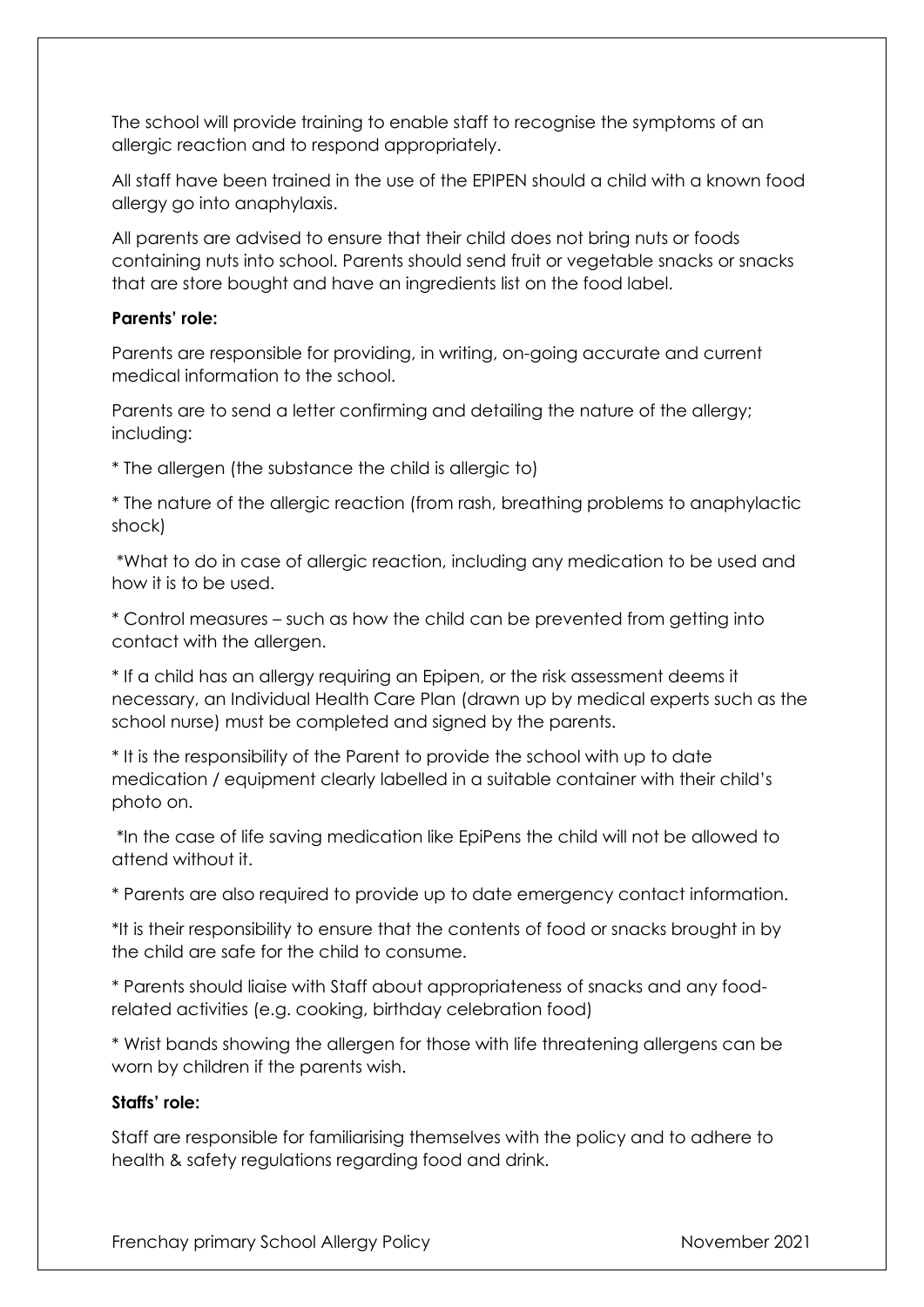The school will provide training to enable staff to recognise the symptoms of an allergic reaction and to respond appropriately.

All staff have been trained in the use of the EPIPEN should a child with a known food allergy go into anaphylaxis.

All parents are advised to ensure that their child does not bring nuts or foods containing nuts into school. Parents should send fruit or vegetable snacks or snacks that are store bought and have an ingredients list on the food label.

**Parents' role:**

Parents are responsible for providing, in writing, on-going accurate and current medical information to the school.

Parents are to send a letter confirming and detailing the nature of the allergy; including:

* The allergen (the substance the child is allergic to)

* The nature of the allergic reaction (from rash, breathing problems to anaphylactic shock)

*What to do in case of allergic reaction, including any medication to be used and how it is to be used.

* Control measures – such as how the child can be prevented from getting into contact with the allergen.

* If a child has an allergy requiring an Epipen, or the risk assessment deems it necessary, an Individual Health Care Plan (drawn up by medical experts such as the school nurse) must be completed and signed by the parents.

* It is the responsibility of the Parent to provide the school with up to date medication / equipment clearly labelled in a suitable container with their child's photo on.

*In the case of life saving medication like EpiPens the child will not be allowed to attend without it.

* Parents are also required to provide up to date emergency contact information.

*It is their responsibility to ensure that the contents of food or snacks brought in by the child are safe for the child to consume.

* Parents should liaise with Staff about appropriateness of snacks and any food-related activities (e.g. cooking, birthday celebration food)

* Wrist bands showing the allergen for those with life threatening allergens can be worn by children if the parents wish.

**Staffs' role:**

Staff are responsible for familiarising themselves with the policy and to adhere to health & safety regulations regarding food and drink.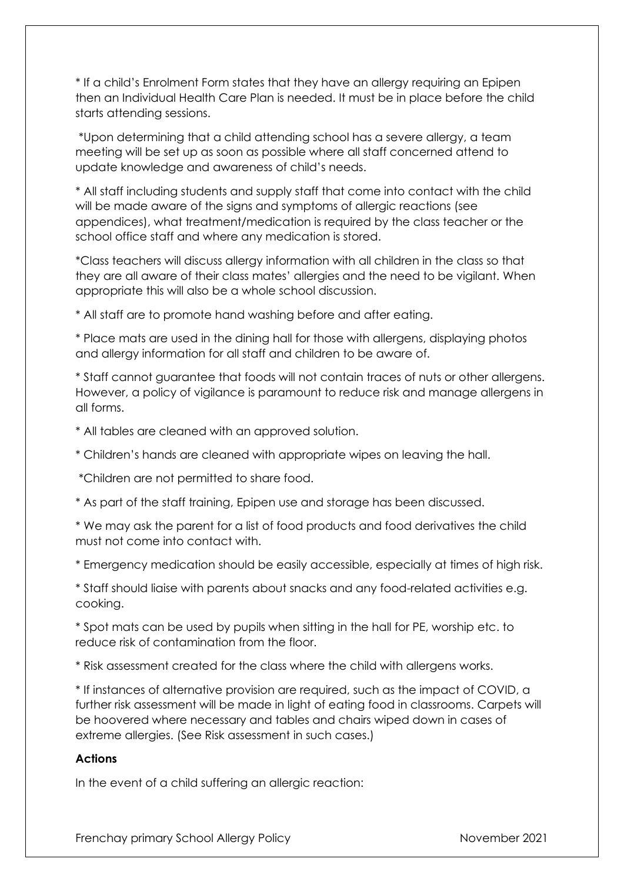* If a child's Enrolment Form states that they have an allergy requiring an Epipen then an Individual Health Care Plan is needed. It must be in place before the child starts attending sessions.

*Upon determining that a child attending school has a severe allergy, a team meeting will be set up as soon as possible where all staff concerned attend to update knowledge and awareness of child's needs.

* All staff including students and supply staff that come into contact with the child will be made aware of the signs and symptoms of allergic reactions (see appendices), what treatment/medication is required by the class teacher or the school office staff and where any medication is stored.

*Class teachers will discuss allergy information with all children in the class so that they are all aware of their class mates' allergies and the need to be vigilant. When appropriate this will also be a whole school discussion.

* All staff are to promote hand washing before and after eating.

* Place mats are used in the dining hall for those with allergens, displaying photos and allergy information for all staff and children to be aware of.

* Staff cannot guarantee that foods will not contain traces of nuts or other allergens. However, a policy of vigilance is paramount to reduce risk and manage allergens in all forms.

* All tables are cleaned with an approved solution.

* Children's hands are cleaned with appropriate wipes on leaving the hall.

*Children are not permitted to share food.

* As part of the staff training, Epipen use and storage has been discussed.

* We may ask the parent for a list of food products and food derivatives the child must not come into contact with.

* Emergency medication should be easily accessible, especially at times of high risk.

* Staff should liaise with parents about snacks and any food-related activities e.g. cooking.

* Spot mats can be used by pupils when sitting in the hall for PE, worship etc. to reduce risk of contamination from the floor.

* Risk assessment created for the class where the child with allergens works.

* If instances of alternative provision are required, such as the impact of COVID, a further risk assessment will be made in light of eating food in classrooms. Carpets will be hoovered where necessary and tables and chairs wiped down in cases of extreme allergies. (See Risk assessment in such cases.)

**Actions**

In the event of a child suffering an allergic reaction: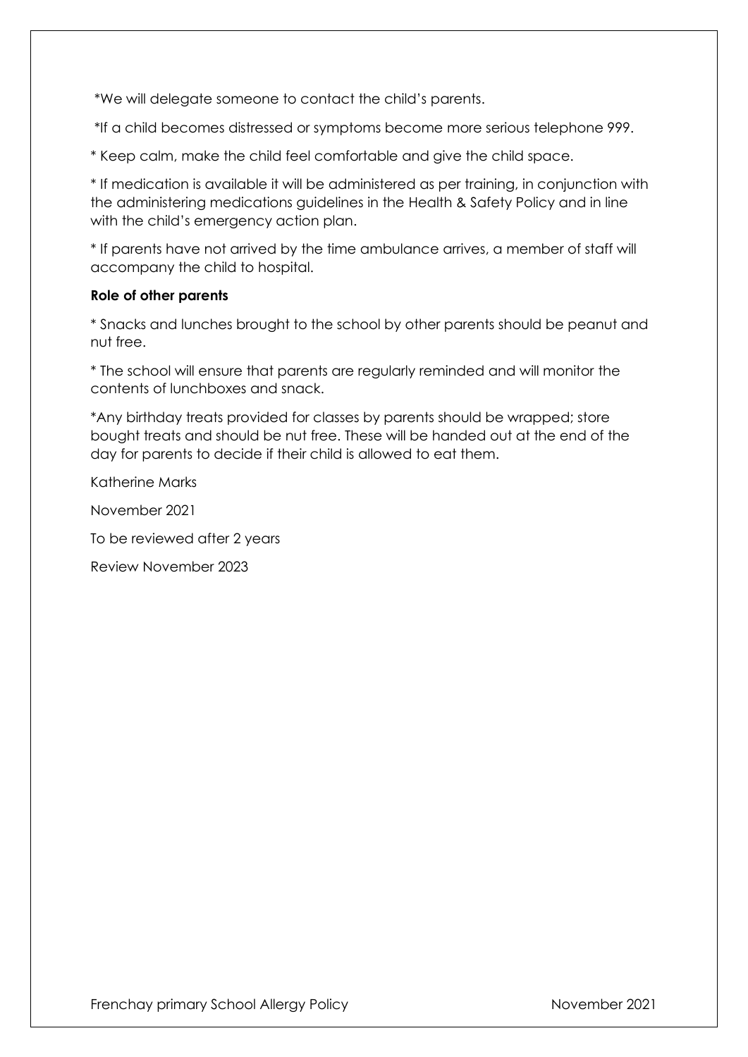*We will delegate someone to contact the child's parents.

*If a child becomes distressed or symptoms become more serious telephone 999.

* Keep calm, make the child feel comfortable and give the child space.

* If medication is available it will be administered as per training, in conjunction with the administering medications guidelines in the Health & Safety Policy and in line with the child's emergency action plan.

* If parents have not arrived by the time ambulance arrives, a member of staff will accompany the child to hospital.

**Role of other parents**

* Snacks and lunches brought to the school by other parents should be peanut and nut free.

* The school will ensure that parents are regularly reminded and will monitor the contents of lunchboxes and snack.

*Any birthday treats provided for classes by parents should be wrapped; store bought treats and should be nut free. These will be handed out at the end of the day for parents to decide if their child is allowed to eat them.

Katherine Marks

November 2021

To be reviewed after 2 years

Review November 2023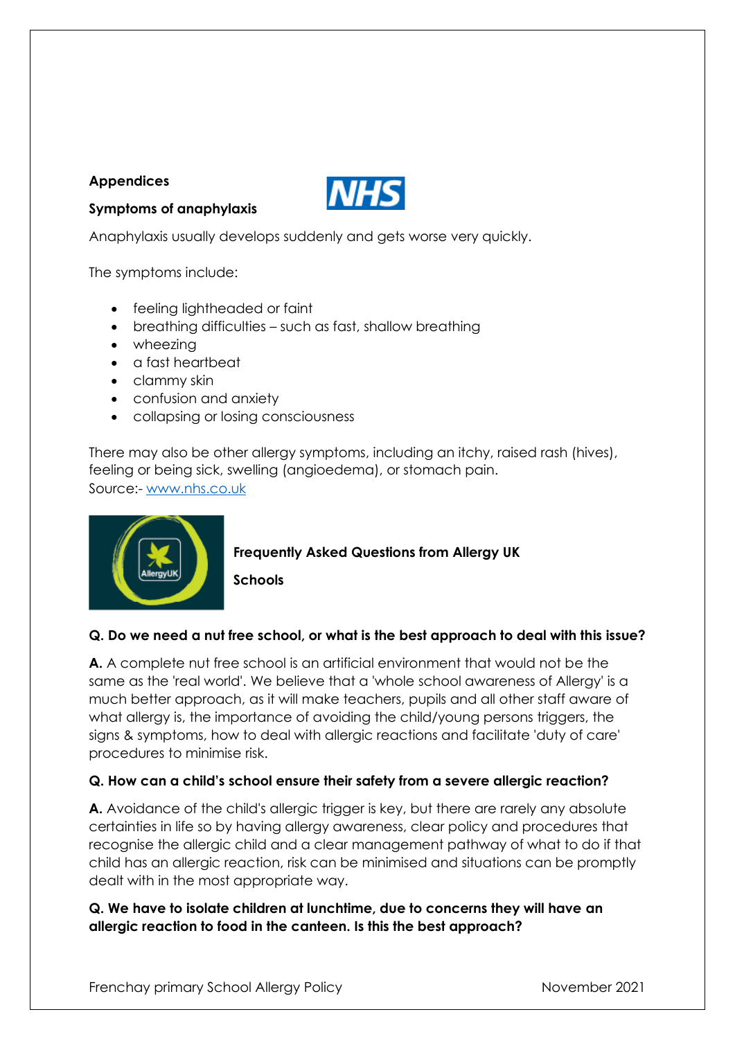## Appendices

### Symptoms of anaphylaxis

Anaphylaxis usually develops suddenly and gets worse very quickly.

The symptoms include:

- feeling lightheaded or faint
- breathing difficulties – such as fast, shallow breathing
- wheezing
- a fast heartbeat
- clammy skin
- confusion and anxiety
- collapsing or losing consciousness

There may also be other allergy symptoms, including an itchy, raised rash (hives), feeling or being sick, swelling (angioedema), or stomach pain.
Source:- www.nhs.co.uk

### Frequently Asked Questions from Allergy UK

### Schools

**Q. Do we need a nut free school, or what is the best approach to deal with this issue?**

**A.** A complete nut free school is an artificial environment that would not be the same as the 'real world'. We believe that a 'whole school awareness of Allergy' is a much better approach, as it will make teachers, pupils and all other staff aware of what allergy is, the importance of avoiding the child/young persons triggers, the signs & symptoms, how to deal with allergic reactions and facilitate 'duty of care' procedures to minimise risk.

**Q. How can a child's school ensure their safety from a severe allergic reaction?**

**A.** Avoidance of the child's allergic trigger is key, but there are rarely any absolute certainties in life so by having allergy awareness, clear policy and procedures that recognise the allergic child and a clear management pathway of what to do if that child has an allergic reaction, risk can be minimised and situations can be promptly dealt with in the most appropriate way.

**Q. We have to isolate children at lunchtime, due to concerns they will have an allergic reaction to food in the canteen. Is this the best approach?**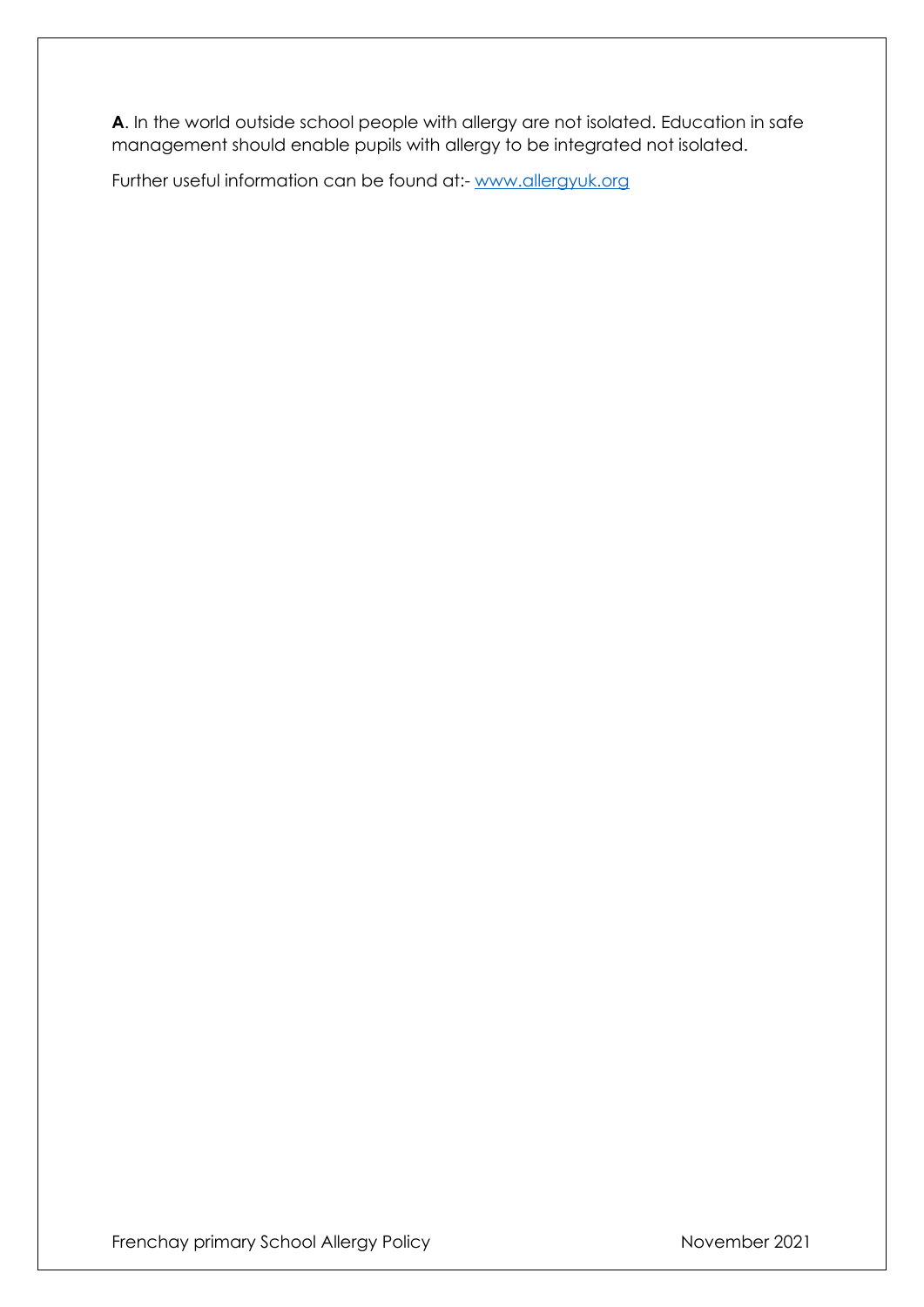**A**. In the world outside school people with allergy are not isolated. Education in safe management should enable pupils with allergy to be integrated not isolated.

Further useful information can be found at:- [www.allergyuk.org](www.allergyuk.org)